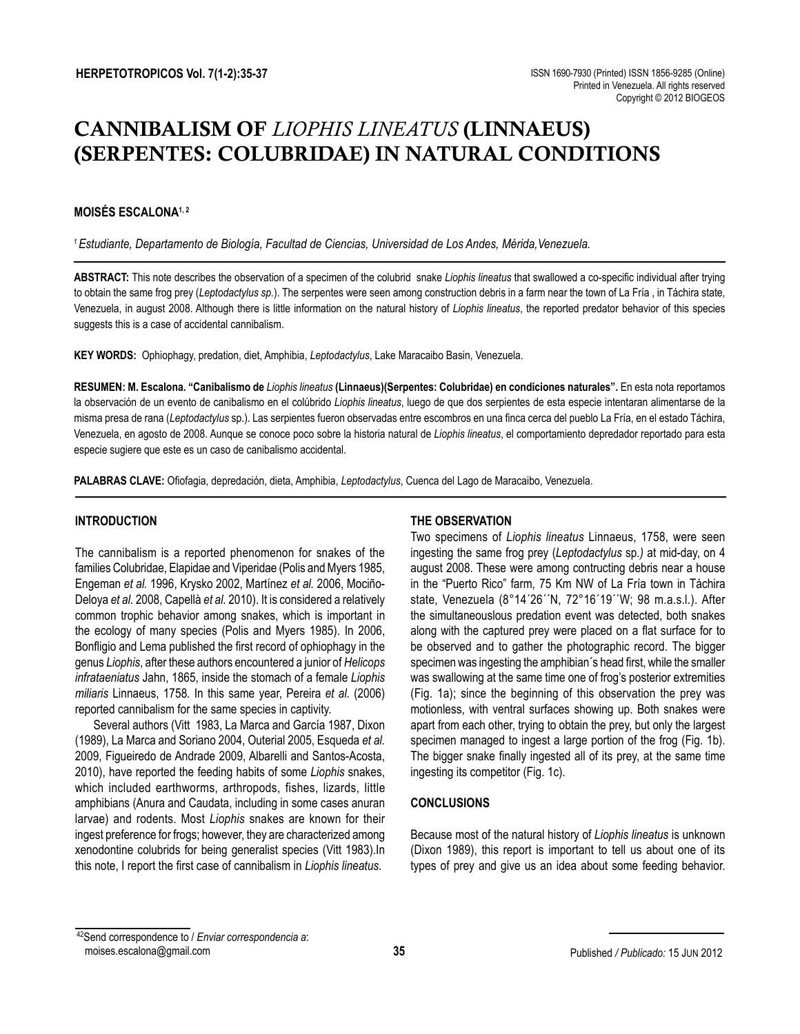# CANNIBALISM OF *LIOPHIS LINEATUS* (LINNAEUS) (SERPENTES: COLUBRIDAE) IN NATURAL CONDITIONS

**MOISÉS ESCALONA[1, 2]**

[1] *Estudiante, Departamento de Biología, Facultad de Ciencias, Universidad de Los Andes, Mérida,Venezuela.*

**ABSTRACT:** This note describes the observation of a specimen of the colubrid snake *Liophis lineatus* that swallowed a co-specific individual after trying to obtain the same frog prey (*Leptodactylus sp.*). The serpentes were seen among construction debris in a farm near the town of La Fría , in Táchira state, Venezuela, in august 2008. Although there is little information on the natural history of *Liophis lineatus*, the reported predator behavior of this species suggests this is a case of accidental cannibalism.

**KEY WORDS:** Ophiophagy, predation, diet, Amphibia, *Leptodactylus*, Lake Maracaibo Basin, Venezuela.

**RESUMEN: M. Escalona. "Canibalismo de** *Liophis lineatus* **(Linnaeus)(Serpentes: Colubridae) en condiciones naturales".** En esta nota reportamos la observación de un evento de canibalismo en el colúbrido *Liophis lineatus*, luego de que dos serpientes de esta especie intentaran alimentarse de la misma presa de rana (*Leptodactylus* sp.). Las serpientes fueron observadas entre escombros en una finca cerca del pueblo La Fría, en el estado Táchira, Venezuela, en agosto de 2008. Aunque se conoce poco sobre la historia natural de *Liophis lineatus*, el comportamiento depredador reportado para esta especie sugiere que este es un caso de canibalismo accidental.

**PALABRAS CLAVE:** Ofiofagia, depredación, dieta, Amphibia, *Leptodactylus*, Cuenca del Lago de Maracaibo, Venezuela.

## INTRODUCTION

The cannibalism is a reported phenomenon for snakes of the families Colubridae, Elapidae and Viperidae (Polis and Myers 1985, Engeman *et al.* 1996, Krysko 2002, Martínez *et al.* 2006, Mociño-Deloya *et al.* 2008, Capellà *et al.* 2010). It is considered a relatively common trophic behavior among snakes, which is important in the ecology of many species (Polis and Myers 1985). In 2006, Bonfligio and Lema published the first record of ophiophagy in the genus *Liophis*, after these authors encountered a junior of *Helicops infrataeniatus* Jahn, 1865, inside the stomach of a female *Liophis miliaris* Linnaeus, 1758. In this same year, Pereira *et al.* (2006) reported cannibalism for the same species in captivity.

Several authors (Vitt 1983, La Marca and García 1987, Dixon (1989), La Marca and Soriano 2004, Outerial 2005, Esqueda *et al.* 2009, Figueiredo de Andrade 2009, Albarelli and Santos-Acosta, 2010), have reported the feeding habits of some *Liophis* snakes, which included earthworms, arthropods, fishes, lizards, little amphibians (Anura and Caudata, including in some cases anuran larvae) and rodents. Most *Liophis* snakes are known for their ingest preference for frogs; however, they are characterized among xenodontine colubrids for being generalist species (Vitt 1983).In this note, I report the first case of cannibalism in *Liophis lineatus*.

## THE OBSERVATION

Two specimens of *Liophis lineatus* Linnaeus, 1758, were seen ingesting the same frog prey (*Leptodactylus* sp.*)* at mid-day, on 4 august 2008. These were among contructing debris near a house in the "Puerto Rico" farm, 75 Km NW of La Fría town in Táchira state, Venezuela (8°14´26´´N, 72°16´19´´W; 98 m.a.s.l.). After the simultaneouslous predation event was detected, both snakes along with the captured prey were placed on a flat surface for to be observed and to gather the photographic record. The bigger specimen was ingesting the amphibian´s head first, while the smaller was swallowing at the same time one of frog's posterior extremities (Fig. 1a); since the beginning of this observation the prey was motionless, with ventral surfaces showing up. Both snakes were apart from each other, trying to obtain the prey, but only the largest specimen managed to ingest a large portion of the frog (Fig. 1b). The bigger snake finally ingested all of its prey, at the same time ingesting its competitor (Fig. 1c).

## CONCLUSIONS

Because most of the natural history of *Liophis lineatus* is unknown (Dixon 1989), this report is important to tell us about one of its types of prey and give us an idea about some feeding behavior.

[42]Send correspondence to / *Enviar correspondencia a*: moises.escalona@gmail.com

Published */ Publicado:* 15 Jun 2012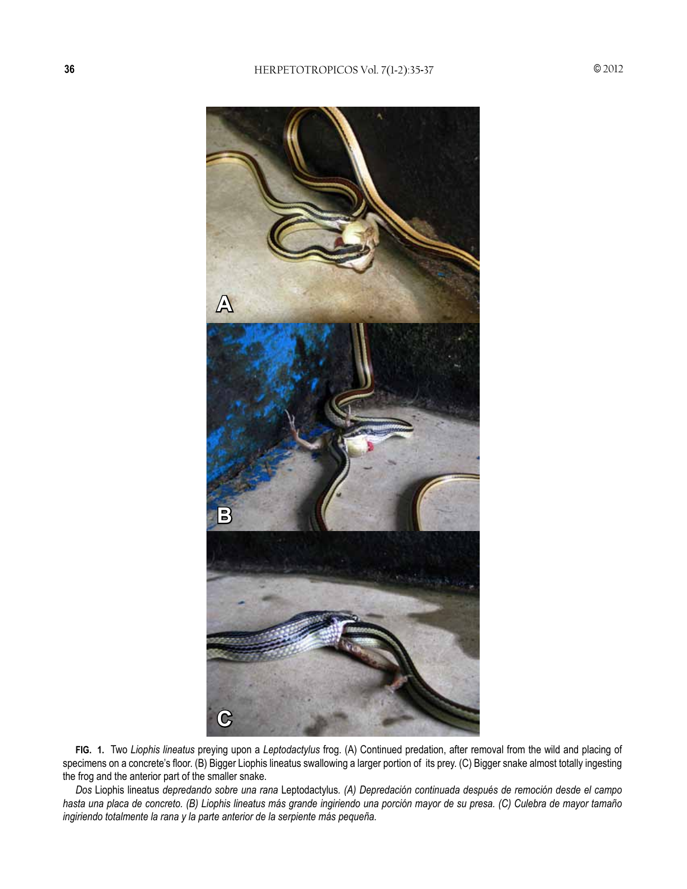**FIG. 1.** Two *Liophis lineatus* preying upon a *Leptodactylus* frog. (A) Continued predation, after removal from the wild and placing of specimens on a concrete's floor. (B) Bigger Liophis lineatus swallowing a larger portion of its prey. (C) Bigger snake almost totally ingesting the frog and the anterior part of the smaller snake.

*Dos* Liophis lineatus *depredando sobre una rana* Leptodactylus. *(A) Depredación continuada después de remoción desde el campo hasta una placa de concreto. (B) Liophis lineatus más grande ingiriendo una porción mayor de su presa. (C) Culebra de mayor tamaño ingiriendo totalmente la rana y la parte anterior de la serpiente más pequeña.*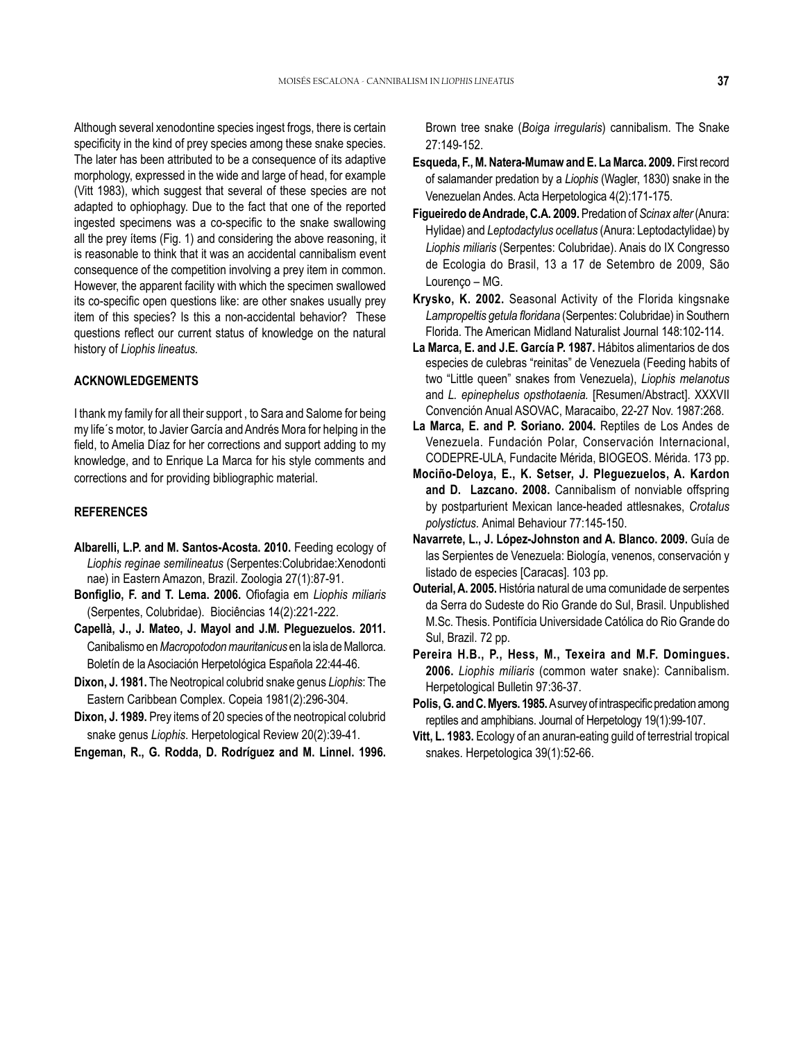Although several xenodontine species ingest frogs, there is certain specificity in the kind of prey species among these snake species. The later has been attributed to be a consequence of its adaptive morphology, expressed in the wide and large of head, for example (Vitt 1983), which suggest that several of these species are not adapted to ophiophagy. Due to the fact that one of the reported ingested specimens was a co-specific to the snake swallowing all the prey ítems (Fig. 1) and considering the above reasoning, it is reasonable to think that it was an accidental cannibalism event consequence of the competition involving a prey item in common. However, the apparent facility with which the specimen swallowed its co-specific open questions like: are other snakes usually prey item of this species? Is this a non-accidental behavior? These questions reflect our current status of knowledge on the natural history of *Liophis lineatus*.

## ACKNOWLEDGEMENTS

I thank my family for all their support , to Sara and Salome for being my life´s motor, to Javier García and Andrés Mora for helping in the field, to Amelia Díaz for her corrections and support adding to my knowledge, and to Enrique La Marca for his style comments and corrections and for providing bibliographic material.

## REFERENCES

**Albarelli, L.P. and M. Santos-Acosta. 2010.** Feeding ecology of *Liophis reginae semilineatus* (Serpentes:Colubridae:Xenodontinae) in Eastern Amazon, Brazil. Zoologia 27(1):87-91.

**Bonfiglio, F. and T. Lema. 2006.** Ofiofagia em *Liophis miliaris* (Serpentes, Colubridae). Biociências 14(2):221-222.

**Capellà, J., J. Mateo, J. Mayol and J.M. Pleguezuelos. 2011.** Canibalismo en *Macropotodon mauritanicus* en la isla de Mallorca. Boletín de la Asociación Herpetológica Española 22:44-46.

**Dixon, J. 1981.** The Neotropical colubrid snake genus *Liophis*: The Eastern Caribbean Complex. Copeia 1981(2):296-304.

**Dixon, J. 1989.** Prey items of 20 species of the neotropical colubrid snake genus *Liophis*. Herpetological Review 20(2):39-41.

**Engeman, R., G. Rodda, D. Rodríguez and M. Linnel. 1996.** Brown tree snake (*Boiga irregularis*) cannibalism. The Snake 27:149-152.

**Esqueda, F., M. Natera-Mumaw and E. La Marca. 2009.** First record of salamander predation by a *Liophis* (Wagler, 1830) snake in the Venezuelan Andes. Acta Herpetologica 4(2):171-175.

**Figueiredo de Andrade, C.A. 2009.** Predation of *Scinax alter* (Anura: Hylidae) and *Leptodactylus ocellatus* (Anura: Leptodactylidae) by *Liophis miliaris* (Serpentes: Colubridae). Anais do IX Congresso de Ecologia do Brasil, 13 a 17 de Setembro de 2009, São Lourenço – MG.

**Krysko, K. 2002.** Seasonal Activity of the Florida kingsnake *Lampropeltis getula floridana* (Serpentes: Colubridae) in Southern Florida. The American Midland Naturalist Journal 148:102-114.

**La Marca, E. and J.E. García P. 1987.** Hábitos alimentarios de dos especies de culebras "reinitas" de Venezuela (Feeding habits of two "Little queen" snakes from Venezuela), *Liophis melanotus* and *L. epinephelus opsthotaenia.* [Resumen/Abstract]. XXXVII Convención Anual ASOVAC, Maracaibo, 22-27 Nov. 1987:268.

**La Marca, E. and P. Soriano. 2004.** Reptiles de Los Andes de Venezuela. Fundación Polar, Conservación Internacional, CODEPRE-ULA, Fundacite Mérida, BIOGEOS. Mérida. 173 pp.

**Mociño-Deloya, E., K. Setser, J. Pleguezuelos, A. Kardon and D. Lazcano. 2008.** Cannibalism of nonviable offspring by postparturient Mexican lance-headed attlesnakes, *Crotalus polystictus.* Animal Behaviour 77:145-150.

**Navarrete, L., J. López-Johnston and A. Blanco. 2009.** Guía de las Serpientes de Venezuela: Biología, venenos, conservación y listado de especies [Caracas]. 103 pp.

**Outerial, A. 2005.** História natural de uma comunidade de serpentes da Serra do Sudeste do Rio Grande do Sul, Brasil. Unpublished M.Sc. Thesis. Pontifícia Universidade Católica do Rio Grande do Sul, Brazil. 72 pp.

**Pereira H.B., P., Hess, M., Texeira and M.F. Domingues. 2006.** *Liophis miliaris* (common water snake): Cannibalism. Herpetological Bulletin 97:36-37.

**Polis, G. and C. Myers. 1985.** A survey of intraspecific predation among reptiles and amphibians. Journal of Herpetology 19(1):99-107.

**Vitt, L. 1983.** Ecology of an anuran-eating guild of terrestrial tropical snakes. Herpetologica 39(1):52-66.